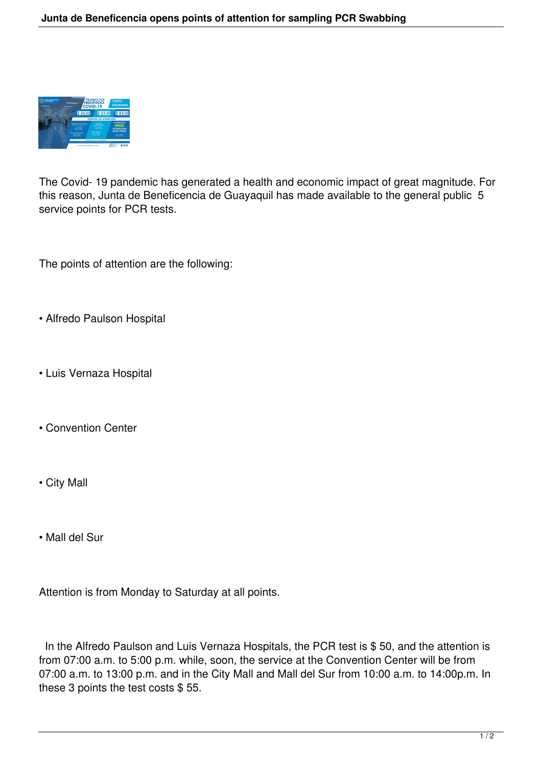The Covid- 19 pandemic has generated a health and economic impact of great magnitude. For this reason, Junta de Beneficencia de Guayaquil has made available to the general public 5 service points for PCR tests.

The points of attention are the following:

- Alfredo Paulson Hospital
- Luis Vernaza Hospital
- Convention Center
- City Mall
- Mall del Sur

Attention is from Monday to Saturday at all points.

In the Alfredo Paulson and Luis Vernaza Hospitals, the PCR test is $ 50, and the attention is from 07:00 a.m. to 5:00 p.m. while, soon, the service at the Convention Center will be from 07:00 a.m. to 13:00 p.m. and in the City Mall and Mall del Sur from 10:00 a.m. to 14:00p.m. In these 3 points the test costs $ 55.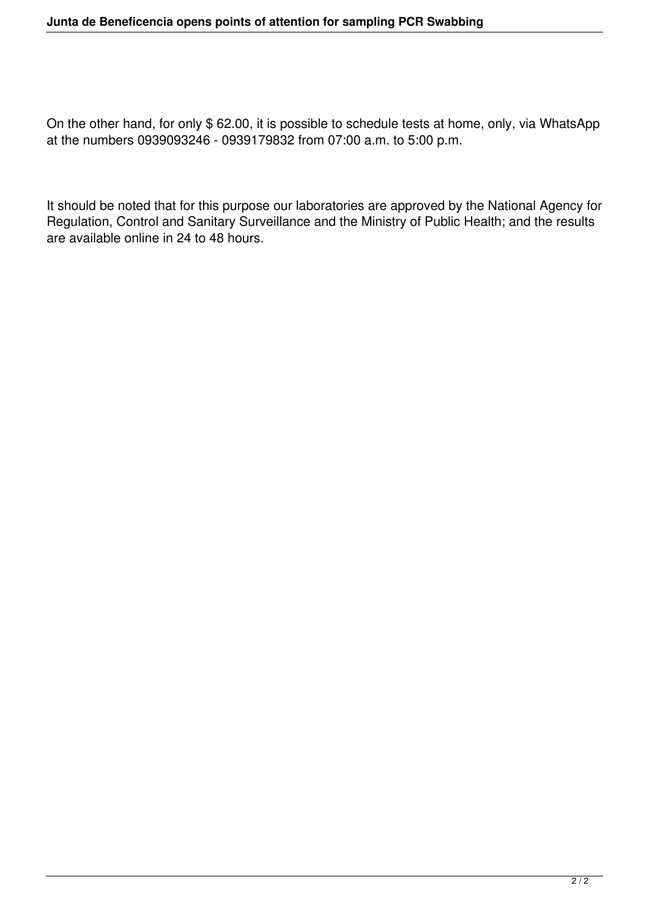On the other hand, for only $ 62.00, it is possible to schedule tests at home, only, via WhatsApp at the numbers 0939093246 - 0939179832 from 07:00 a.m. to 5:00 p.m.

It should be noted that for this purpose our laboratories are approved by the National Agency for Regulation, Control and Sanitary Surveillance and the Ministry of Public Health; and the results are available online in 24 to 48 hours.